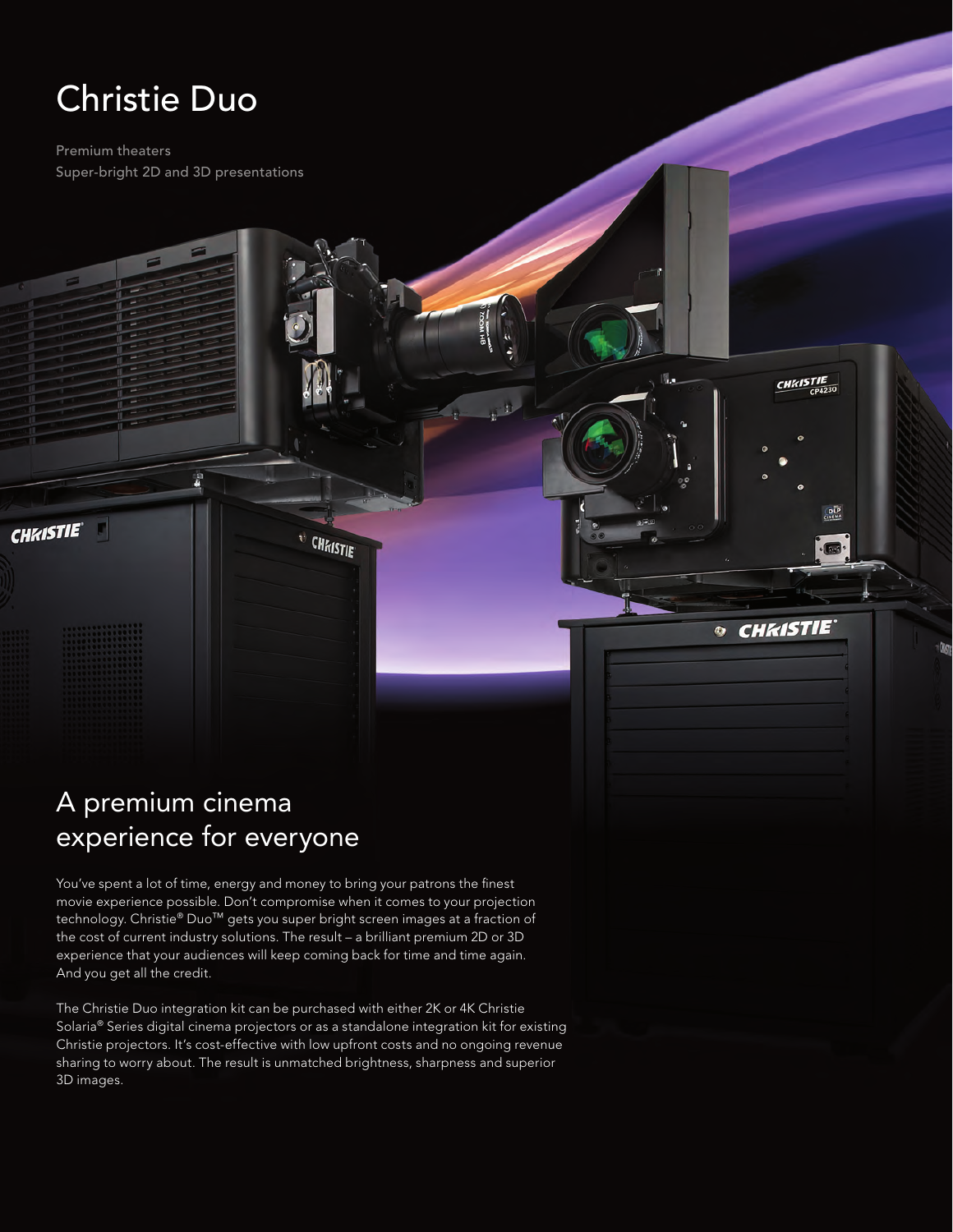# Christie Duo

Premium theaters
Super-bright 2D and 3D presentations

## A premium cinema experience for everyone

You've spent a lot of time, energy and money to bring your patrons the finest movie experience possible. Don't compromise when it comes to your projection technology. Christie® Duo™ gets you super bright screen images at a fraction of the cost of current industry solutions. The result – a brilliant premium 2D or 3D experience that your audiences will keep coming back for time and time again. And you get all the credit.

The Christie Duo integration kit can be purchased with either 2K or 4K Christie Solaria® Series digital cinema projectors or as a standalone integration kit for existing Christie projectors. It's cost-effective with low upfront costs and no ongoing revenue sharing to worry about. The result is unmatched brightness, sharpness and superior 3D images.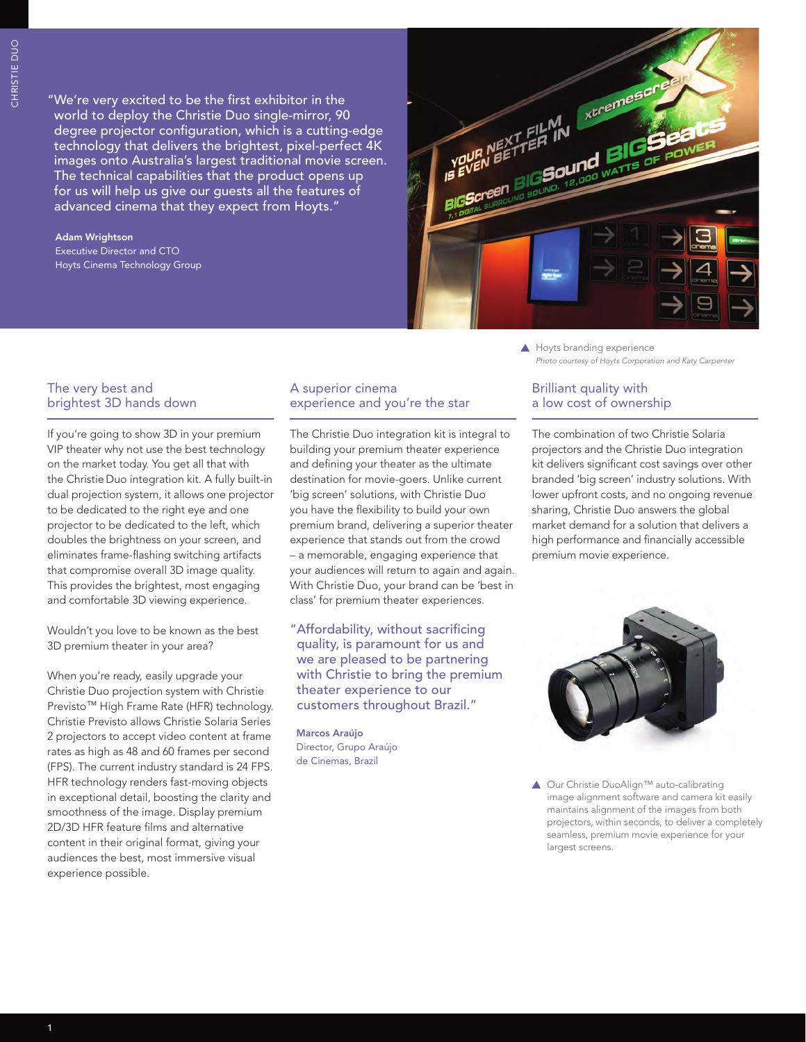"We're very excited to be the first exhibitor in the world to deploy the Christie Duo single-mirror, 90 degree projector configuration, which is a cutting-edge technology that delivers the brightest, pixel-perfect 4K images onto Australia's largest traditional movie screen. The technical capabilities that the product opens up for us will help us give our guests all the features of advanced cinema that they expect from Hoyts."

**Adam Wrightson**
Executive Director and CTO
Hoyts Cinema Technology Group

▲ Hoyts branding experience
*Photo courtesy of Hoyts Corporation and Katy Carpenter*

## The very best and brightest 3D hands down

If you're going to show 3D in your premium VIP theater why not use the best technology on the market today. You get all that with the Christie Duo integration kit. A fully built-in dual projection system, it allows one projector to be dedicated to the right eye and one projector to be dedicated to the left, which doubles the brightness on your screen, and eliminates frame-flashing switching artifacts that compromise overall 3D image quality. This provides the brightest, most engaging and comfortable 3D viewing experience.

Wouldn't you love to be known as the best 3D premium theater in your area?

When you're ready, easily upgrade your Christie Duo projection system with Christie Previsto™ High Frame Rate (HFR) technology. Christie Previsto allows Christie Solaria Series 2 projectors to accept video content at frame rates as high as 48 and 60 frames per second (FPS). The current industry standard is 24 FPS. HFR technology renders fast-moving objects in exceptional detail, boosting the clarity and smoothness of the image. Display premium 2D/3D HFR feature films and alternative content in their original format, giving your audiences the best, most immersive visual experience possible.

## A superior cinema experience and you're the star

The Christie Duo integration kit is integral to building your premium theater experience and defining your theater as the ultimate destination for movie-goers. Unlike current 'big screen' solutions, with Christie Duo you have the flexibility to build your own premium brand, delivering a superior theater experience that stands out from the crowd – a memorable, engaging experience that your audiences will return to again and again. With Christie Duo, your brand can be 'best in class' for premium theater experiences.

"Affordability, without sacrificing quality, is paramount for us and we are pleased to be partnering with Christie to bring the premium theater experience to our customers throughout Brazil."

**Marcos Araújo**
Director, Grupo Araújo de Cinemas, Brazil

## Brilliant quality with a low cost of ownership

The combination of two Christie Solaria projectors and the Christie Duo integration kit delivers significant cost savings over other branded 'big screen' industry solutions. With lower upfront costs, and no ongoing revenue sharing, Christie Duo answers the global market demand for a solution that delivers a high performance and financially accessible premium movie experience.

▲ Our Christie DuoAlign™ auto-calibrating image alignment software and camera kit easily maintains alignment of the images from both projectors, within seconds, to deliver a completely seamless, premium movie experience for your largest screens.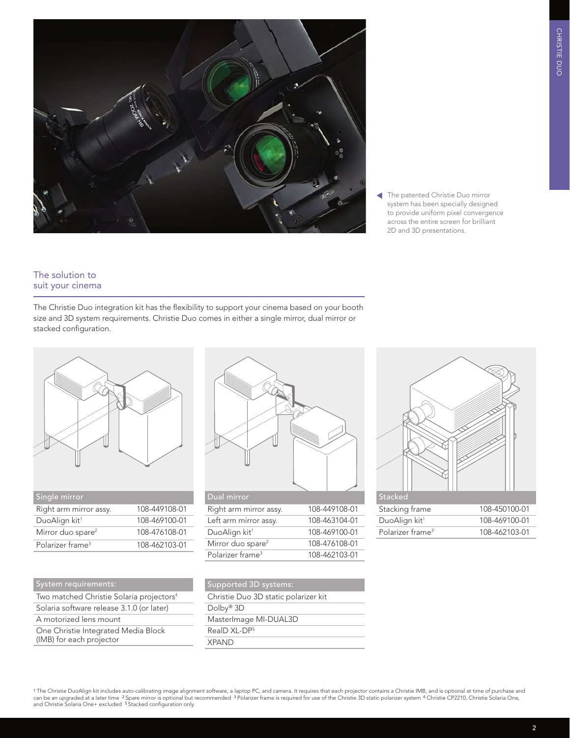The patented Christie Duo mirror system has been specially designed to provide uniform pixel convergence across the entire screen for brilliant 2D and 3D presentations.

## The solution to suit your cinema

The Christie Duo integration kit has the flexibility to support your cinema based on your booth size and 3D system requirements. Christie Duo comes in either a single mirror, dual mirror or stacked configuration.

| Single mirror | |
|---|---|
| Right arm mirror assy. | 108-449108-01 |
| DuoAlign kit[1] | 108-469100-01 |
| Mirror duo spare[2] | 108-476108-01 |
| Polarizer frame[3] | 108-462103-01 |

| Dual mirror | |
|---|---|
| Right arm mirror assy. | 108-449108-01 |
| Left arm mirror assy. | 108-463104-01 |
| DuoAlign kit[1] | 108-469100-01 |
| Mirror duo spare[2] | 108-476108-01 |
| Polarizer frame[3] | 108-462103-01 |

| Stacked | |
|---|---|
| Stacking frame | 108-450100-01 |
| DuoAlign kit[1] | 108-469100-01 |
| Polarizer frame[3] | 108-462103-01 |

| System requirements: |
|---|
| Two matched Christie Solaria projectors[4] |
| Solaria software release 3.1.0 (or later) |
| A motorized lens mount |
| One Christie Integrated Media Block (IMB) for each projector |

| Supported 3D systems: |
|---|
| Christie Duo 3D static polarizer kit |
| Dolby® 3D |
| MasterImage MI-DUAL3D |
| RealD XL-DP[5] |
| XPAND |

[1] The Christie DuoAlign kit includes auto-calibrating image alignment software, a laptop PC, and camera. It requires that each projector contains a Christie IMB, and is optional at time of purchase and can be an upgraded at a later time [2] Spare mirror is optional but recommended [3] Polarizer frame is required for use of the Christie 3D static polarizer system [4] Christie CP2210, Christie Solaria One, and Christie Solaria One+ excluded [5] Stacked configuration only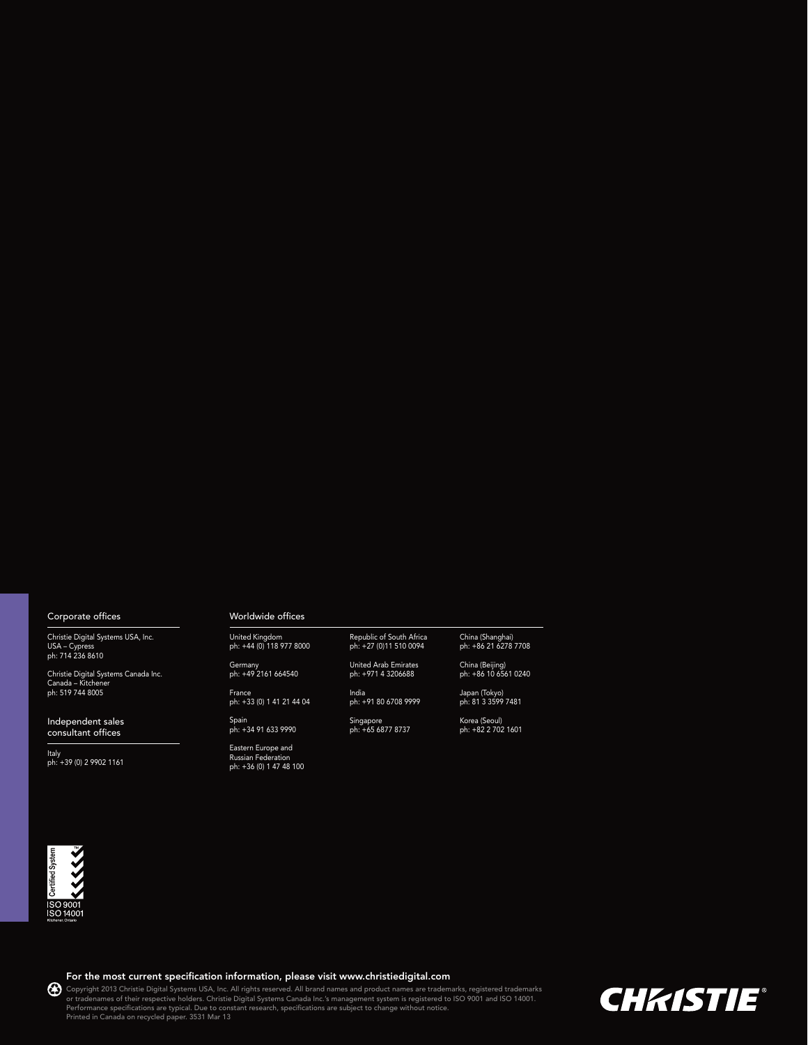## Corporate offices

Christie Digital Systems USA, Inc.
USA – Cypress
ph: 714 236 8610

Christie Digital Systems Canada Inc.
Canada – Kitchener
ph: 519 744 8005

## Independent sales consultant offices

Italy
ph: +39 (0) 2 9902 1161

## Worldwide offices

United Kingdom
ph: +44 (0) 118 977 8000

Germany
ph: +49 2161 664540

France
ph: +33 (0) 1 41 21 44 04

Spain
ph: +34 91 633 9990

Eastern Europe and
Russian Federation
ph: +36 (0) 1 47 48 100

Republic of South Africa
ph: +27 (0)11 510 0094

United Arab Emirates
ph: +971 4 3206688

India
ph: +91 80 6708 9999

Singapore
ph: +65 6877 8737

China (Shanghai)
ph: +86 21 6278 7708

China (Beijing)
ph: +86 10 6561 0240

Japan (Tokyo)
ph: 81 3 3599 7481

Korea (Seoul)
ph: +82 2 702 1601

Certified System
ISO 9001
ISO 14001
Kitchener, Ontario

**For the most current specification information, please visit www.christiedigital.com**

Copyright 2013 Christie Digital Systems USA, Inc. All rights reserved. All brand names and product names are trademarks, registered trademarks or tradenames of their respective holders. Christie Digital Systems Canada Inc.'s management system is registered to ISO 9001 and ISO 14001. Performance specifications are typical. Due to constant research, specifications are subject to change without notice.
Printed in Canada on recycled paper. 3531 Mar 13

CHRISTIE®